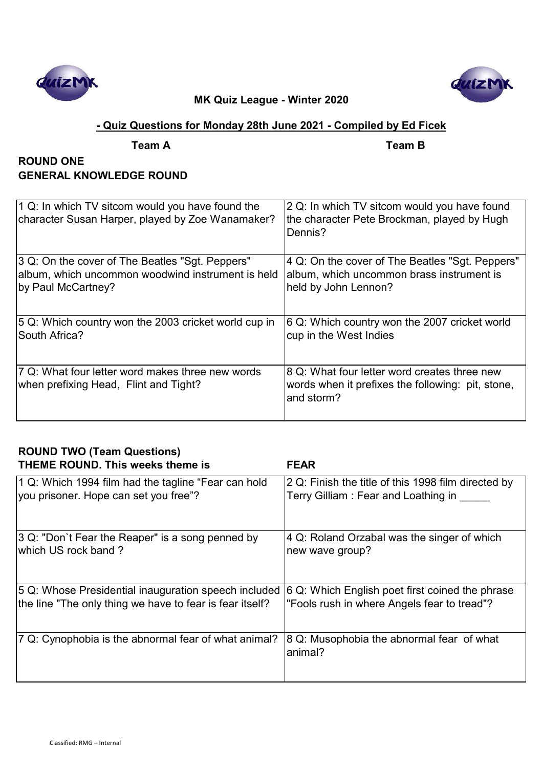**MK Quiz League - Winter 2020**

**- Quiz Questions for Monday 28th June 2021 - Compiled by Ed Ficek**

**Team A** **Team B**

## ROUND ONE
## GENERAL KNOWLEDGE ROUND

| Team A | Team B |
|---|---|
| 1 Q: In which TV sitcom would you have found the character Susan Harper, played by Zoe Wanamaker? | 2 Q: In which TV sitcom would you have found the character Pete Brockman, played by Hugh Dennis? |
| 3 Q: On the cover of The Beatles "Sgt. Peppers" album, which uncommon woodwind instrument is held by Paul McCartney? | 4 Q: On the cover of The Beatles "Sgt. Peppers" album, which uncommon brass instrument is held by John Lennon? |
| 5 Q: Which country won the 2003 cricket world cup in South Africa? | 6 Q: Which country won the 2007 cricket world cup in the West Indies |
| 7 Q: What four letter word makes three new words when prefixing Head, Flint and Tight? | 8 Q: What four letter word creates three new words when it prefixes the following: pit, stone, and storm? |

## ROUND TWO (Team Questions)
**THEME ROUND. This weeks theme is** **FEAR**

| Team A | Team B |
|---|---|
| 1 Q: Which 1994 film had the tagline “Fear can hold you prisoner. Hope can set you free”? | 2 Q: Finish the title of this 1998 film directed by Terry Gilliam : Fear and Loathing in _____ |
| 3 Q: "Don`t Fear the Reaper" is a song penned by which US rock band ? | 4 Q: Roland Orzabal was the singer of which new wave group? |
| 5 Q: Whose Presidential inauguration speech included the line "The only thing we have to fear is fear itself? | 6 Q: Which English poet first coined the phrase "Fools rush in where Angels fear to tread"? |
| 7 Q: Cynophobia is the abnormal fear of what animal? | 8 Q: Musophobia the abnormal fear of what animal? |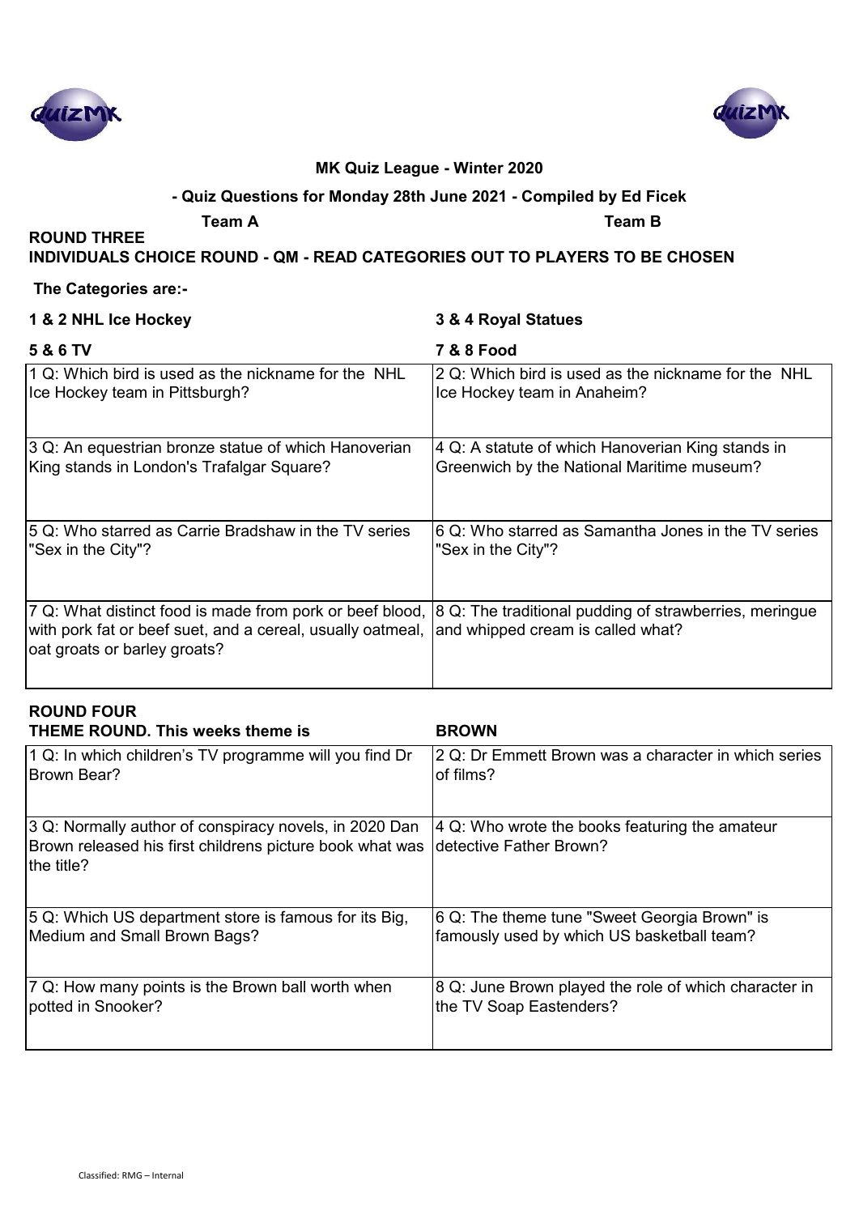**MK Quiz League - Winter 2020**

**- Quiz Questions for Monday 28th June 2021 - Compiled by Ed Ficek**

| **Team A** | **Team B** |
| --- | --- |

**ROUND THREE**

**INDIVIDUALS CHOICE ROUND - QM - READ CATEGORIES OUT TO PLAYERS TO BE CHOSEN**

**The Categories are:-**

| **1 & 2 NHL Ice Hockey** | **3 & 4 Royal Statues** |
| --- | --- |
| **5 & 6 TV** | **7 & 8 Food** |

| | |
| --- | --- |
| 1 Q: Which bird is used as the nickname for the NHL Ice Hockey team in Pittsburgh? | 2 Q: Which bird is used as the nickname for the NHL Ice Hockey team in Anaheim? |
| 3 Q: An equestrian bronze statue of which Hanoverian King stands in London's Trafalgar Square? | 4 Q: A statute of which Hanoverian King stands in Greenwich by the National Maritime museum? |
| 5 Q: Who starred as Carrie Bradshaw in the TV series "Sex in the City"? | 6 Q: Who starred as Samantha Jones in the TV series "Sex in the City"? |
| 7 Q: What distinct food is made from pork or beef blood, with pork fat or beef suet, and a cereal, usually oatmeal, oat groats or barley groats? | 8 Q: The traditional pudding of strawberries, meringue and whipped cream is called what? |

**ROUND FOUR**

| **THEME ROUND. This weeks theme is** | **BROWN** |
| --- | --- |
| 1 Q: In which children's TV programme will you find Dr Brown Bear? | 2 Q: Dr Emmett Brown was a character in which series of films? |
| 3 Q: Normally author of conspiracy novels, in 2020 Dan Brown released his first childrens picture book what was the title? | 4 Q: Who wrote the books featuring the amateur detective Father Brown? |
| 5 Q: Which US department store is famous for its Big, Medium and Small Brown Bags? | 6 Q: The theme tune "Sweet Georgia Brown" is famously used by which US basketball team? |
| 7 Q: How many points is the Brown ball worth when potted in Snooker? | 8 Q: June Brown played the role of which character in the TV Soap Eastenders? |

Classified: RMG – Internal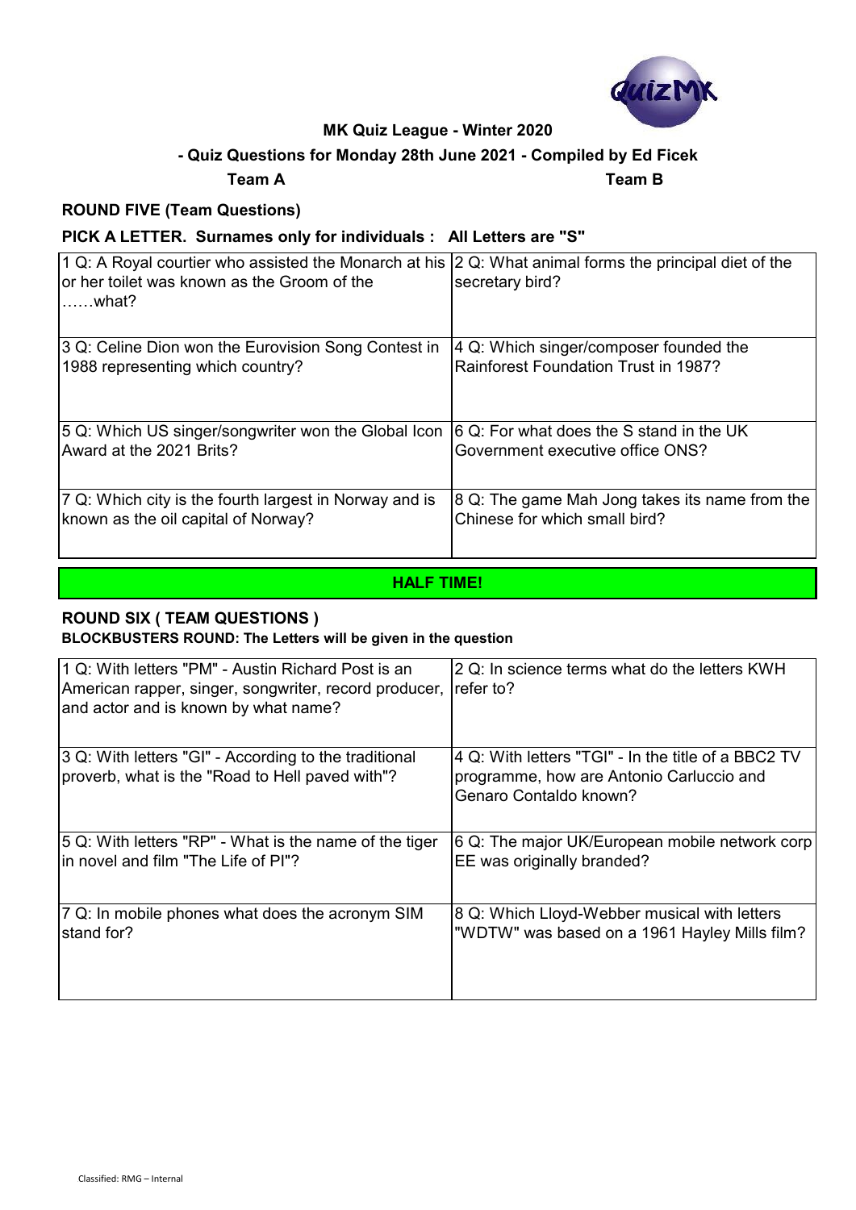## MK Quiz League - Winter 2020

### - Quiz Questions for Monday 28th June 2021 - Compiled by Ed Ficek

**Team A** **Team B**

### ROUND FIVE (Team Questions)

**PICK A LETTER. Surnames only for individuals : All Letters are "S"**

| | |
|---|---|
| 1 Q: A Royal courtier who assisted the Monarch at his or her toilet was known as the Groom of the ……what? | 2 Q: What animal forms the principal diet of the secretary bird? |
| 3 Q: Celine Dion won the Eurovision Song Contest in 1988 representing which country? | 4 Q: Which singer/composer founded the Rainforest Foundation Trust in 1987? |
| 5 Q: Which US singer/songwriter won the Global Icon Award at the 2021 Brits? | 6 Q: For what does the S stand in the UK Government executive office ONS? |
| 7 Q: Which city is the fourth largest in Norway and is known as the oil capital of Norway? | 8 Q: The game Mah Jong takes its name from the Chinese for which small bird? |

**HALF TIME!**

### ROUND SIX ( TEAM QUESTIONS )

**BLOCKBUSTERS ROUND: The Letters will be given in the question**

| | |
|---|---|
| 1 Q: With letters "PM" - Austin Richard Post is an American rapper, singer, songwriter, record producer, and actor and is known by what name? | 2 Q: In science terms what do the letters KWH refer to? |
| 3 Q: With letters "GI" - According to the traditional proverb, what is the "Road to Hell paved with"? | 4 Q: With letters "TGI" - In the title of a BBC2 TV programme, how are Antonio Carluccio and Genaro Contaldo known? |
| 5 Q: With letters "RP" - What is the name of the tiger in novel and film "The Life of PI"? | 6 Q: The major UK/European mobile network corp EE was originally branded? |
| 7 Q: In mobile phones what does the acronym SIM stand for? | 8 Q: Which Lloyd-Webber musical with letters "WDTW" was based on a 1961 Hayley Mills film? |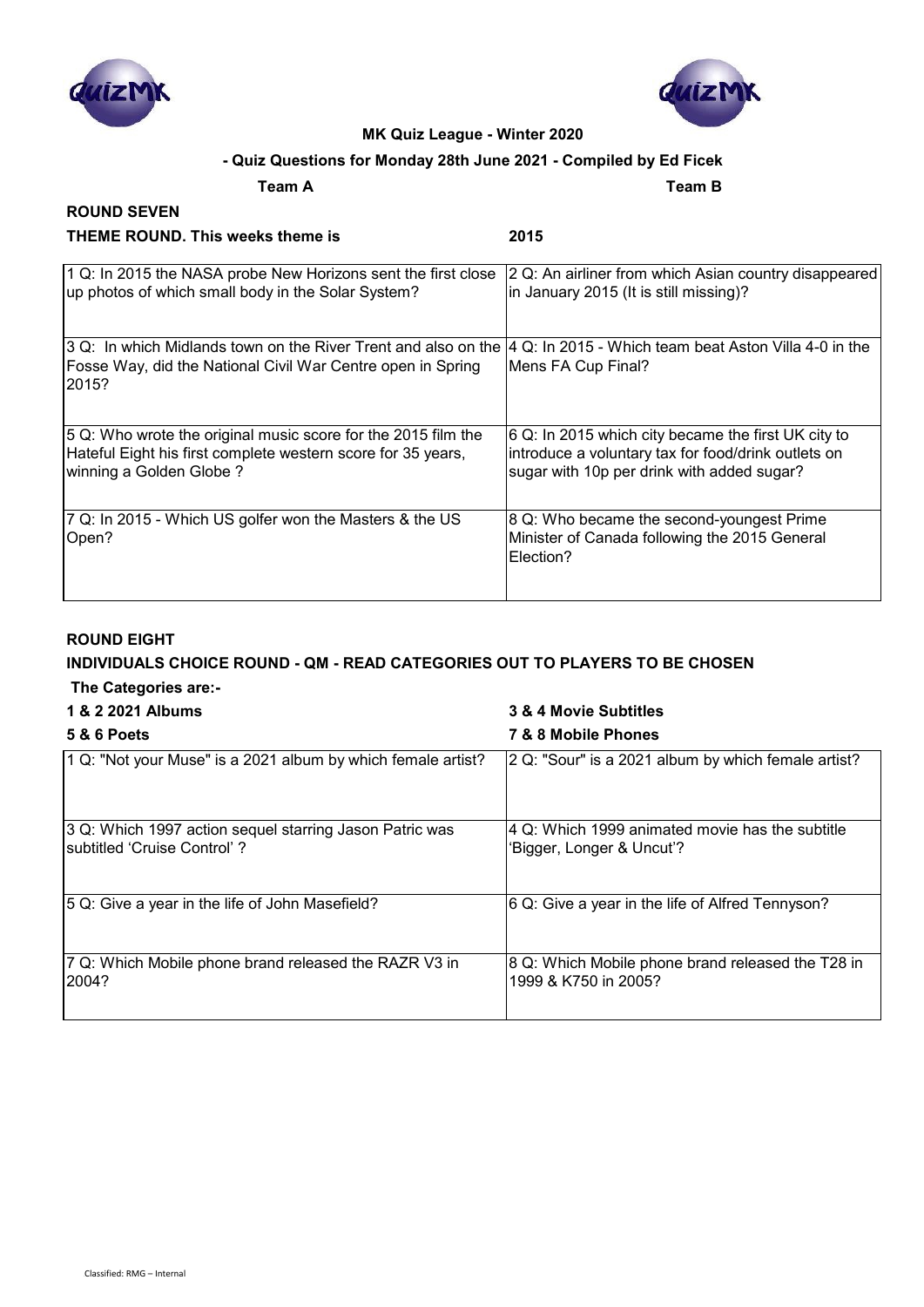**MK Quiz League - Winter 2020**

**- Quiz Questions for Monday 28th June 2021 - Compiled by Ed Ficek**

**Team A** | **Team B**

## ROUND SEVEN

**THEME ROUND. This weeks theme is** **2015**

| | |
|---|---|
| 1 Q: In 2015 the NASA probe New Horizons sent the first close up photos of which small body in the Solar System? | 2 Q: An airliner from which Asian country disappeared in January 2015 (It is still missing)? |
| 3 Q: In which Midlands town on the River Trent and also on the Fosse Way, did the National Civil War Centre open in Spring 2015? | 4 Q: In 2015 - Which team beat Aston Villa 4-0 in the Mens FA Cup Final? |
| 5 Q: Who wrote the original music score for the 2015 film the Hateful Eight his first complete western score for 35 years, winning a Golden Globe ? | 6 Q: In 2015 which city became the first UK city to introduce a voluntary tax for food/drink outlets on sugar with 10p per drink with added sugar? |
| 7 Q: In 2015 - Which US golfer won the Masters & the US Open? | 8 Q: Who became the second-youngest Prime Minister of Canada following the 2015 General Election? |

## ROUND EIGHT

**INDIVIDUALS CHOICE ROUND - QM - READ CATEGORIES OUT TO PLAYERS TO BE CHOSEN**

**The Categories are:-**

**1 & 2 2021 Albums** | **3 & 4 Movie Subtitles**

**5 & 6 Poets** | **7 & 8 Mobile Phones**

| | |
|---|---|
| 1 Q: "Not your Muse" is a 2021 album by which female artist? | 2 Q: "Sour" is a 2021 album by which female artist? |
| 3 Q: Which 1997 action sequel starring Jason Patric was subtitled 'Cruise Control' ? | 4 Q: Which 1999 animated movie has the subtitle 'Bigger, Longer & Uncut'? |
| 5 Q: Give a year in the life of John Masefield? | 6 Q: Give a year in the life of Alfred Tennyson? |
| 7 Q: Which Mobile phone brand released the RAZR V3 in 2004? | 8 Q: Which Mobile phone brand released the T28 in 1999 & K750 in 2005? |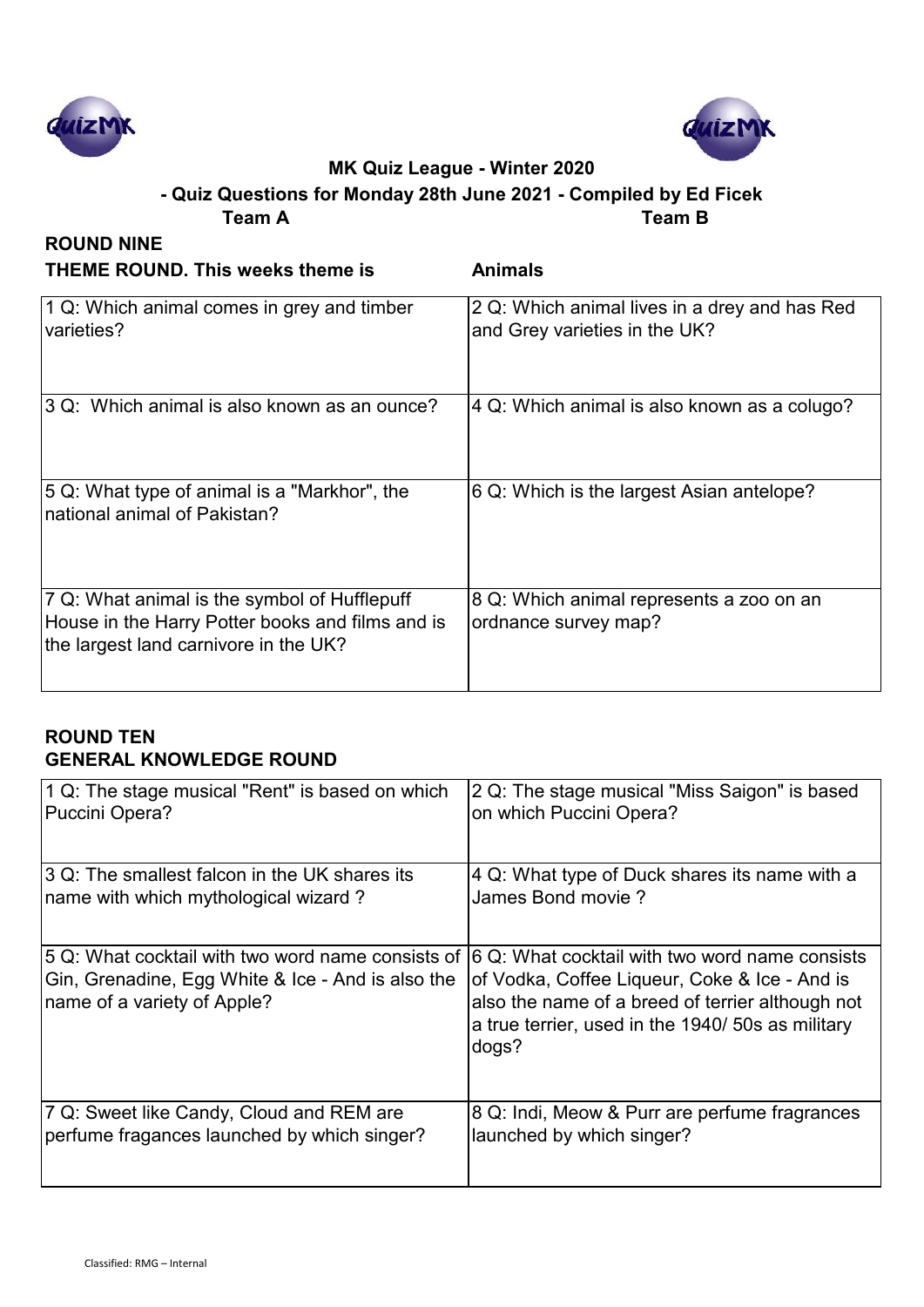**MK Quiz League - Winter 2020**

**- Quiz Questions for Monday 28th June 2021 - Compiled by Ed Ficek**

**Team A** **Team B**

## ROUND NINE

**THEME ROUND. This weeks theme is** **Animals**

| | |
|---|---|
| 1 Q: Which animal comes in grey and timber varieties? | 2 Q: Which animal lives in a drey and has Red and Grey varieties in the UK? |
| 3 Q: Which animal is also known as an ounce? | 4 Q: Which animal is also known as a colugo? |
| 5 Q: What type of animal is a "Markhor", the national animal of Pakistan? | 6 Q: Which is the largest Asian antelope? |
| 7 Q: What animal is the symbol of Hufflepuff House in the Harry Potter books and films and is the largest land carnivore in the UK? | 8 Q: Which animal represents a zoo on an ordnance survey map? |

## ROUND TEN

**GENERAL KNOWLEDGE ROUND**

| | |
|---|---|
| 1 Q: The stage musical "Rent" is based on which Puccini Opera? | 2 Q: The stage musical "Miss Saigon" is based on which Puccini Opera? |
| 3 Q: The smallest falcon in the UK shares its name with which mythological wizard ? | 4 Q: What type of Duck shares its name with a James Bond movie ? |
| 5 Q: What cocktail with two word name consists of Gin, Grenadine, Egg White & Ice - And is also the name of a variety of Apple? | 6 Q: What cocktail with two word name consists of Vodka, Coffee Liqueur, Coke & Ice - And is also the name of a breed of terrier although not a true terrier, used in the 1940/ 50s as military dogs? |
| 7 Q: Sweet like Candy, Cloud and REM are perfume fragances launched by which singer? | 8 Q: Indi, Meow & Purr are perfume fragrances launched by which singer? |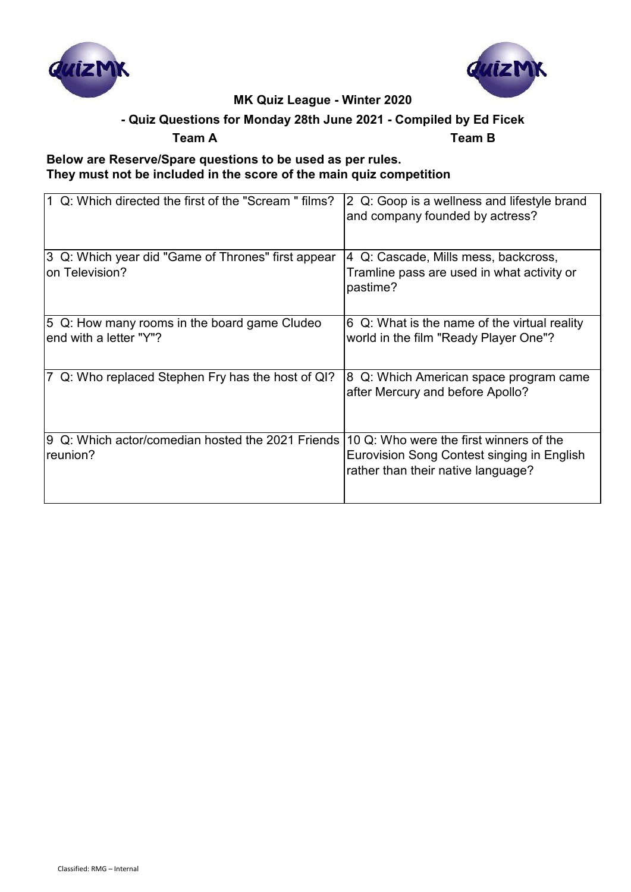**MK Quiz League - Winter 2020**

**- Quiz Questions for Monday 28th June 2021 - Compiled by Ed Ficek**

**Team A** **Team B**

**Below are Reserve/Spare questions to be used as per rules.**
**They must not be included in the score of the main quiz competition**

| | |
|---|---|
| 1 Q: Which directed the first of the "Scream " films? | 2 Q: Goop is a wellness and lifestyle brand and company founded by actress? |
| 3 Q: Which year did "Game of Thrones" first appear on Television? | 4 Q: Cascade, Mills mess, backcross, Tramline pass are used in what activity or pastime? |
| 5 Q: How many rooms in the board game Cludeo end with a letter "Y"? | 6 Q: What is the name of the virtual reality world in the film "Ready Player One"? |
| 7 Q: Who replaced Stephen Fry has the host of QI? | 8 Q: Which American space program came after Mercury and before Apollo? |
| 9 Q: Which actor/comedian hosted the 2021 Friends reunion? | 10 Q: Who were the first winners of the Eurovision Song Contest singing in English rather than their native language? |

Classified: RMG – Internal